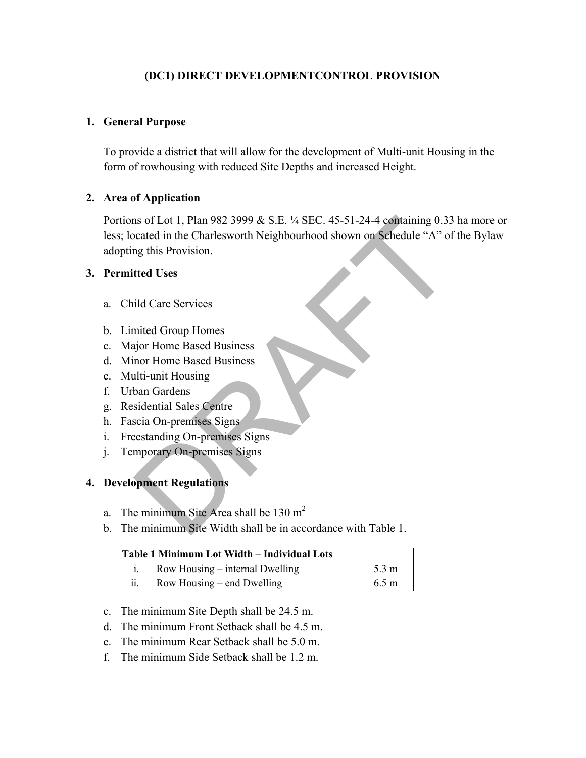# (DC1) DIRECT DEVELOPMENTCONTROL PROVISION

## 1. General Purpose

To provide a district that will allow for the development of Multi-unit Housing in the form of rowhousing with reduced Site Depths and increased Height.

## 2. Area of Application

Portions of Lot 1, Plan 982 3999 & S.E. ¼ SEC. 45-51-24-4 containing 0.33 ha more or less; located in the Charlesworth Neighbourhood shown on Schedule "A" of the Bylaw adopting this Provision.

## 3. Permitted Uses

a. Child Care Services

b. Limited Group Homes
c. Major Home Based Business
d. Minor Home Based Business
e. Multi-unit Housing
f. Urban Gardens
g. Residential Sales Centre
h. Fascia On-premises Signs
i. Freestanding On-premises Signs
j. Temporary On-premises Signs

## 4. Development Regulations

a. The minimum Site Area shall be 130 $m^2$
b. The minimum Site Width shall be in accordance with Table 1.

| Table 1 Minimum Lot Width – Individual Lots | | |
|---|---|---|
| i. | Row Housing – internal Dwelling | 5.3 m |
| ii. | Row Housing – end Dwelling | 6.5 m |

c. The minimum Site Depth shall be 24.5 m.
d. The minimum Front Setback shall be 4.5 m.
e. The minimum Rear Setback shall be 5.0 m.
f. The minimum Side Setback shall be 1.2 m.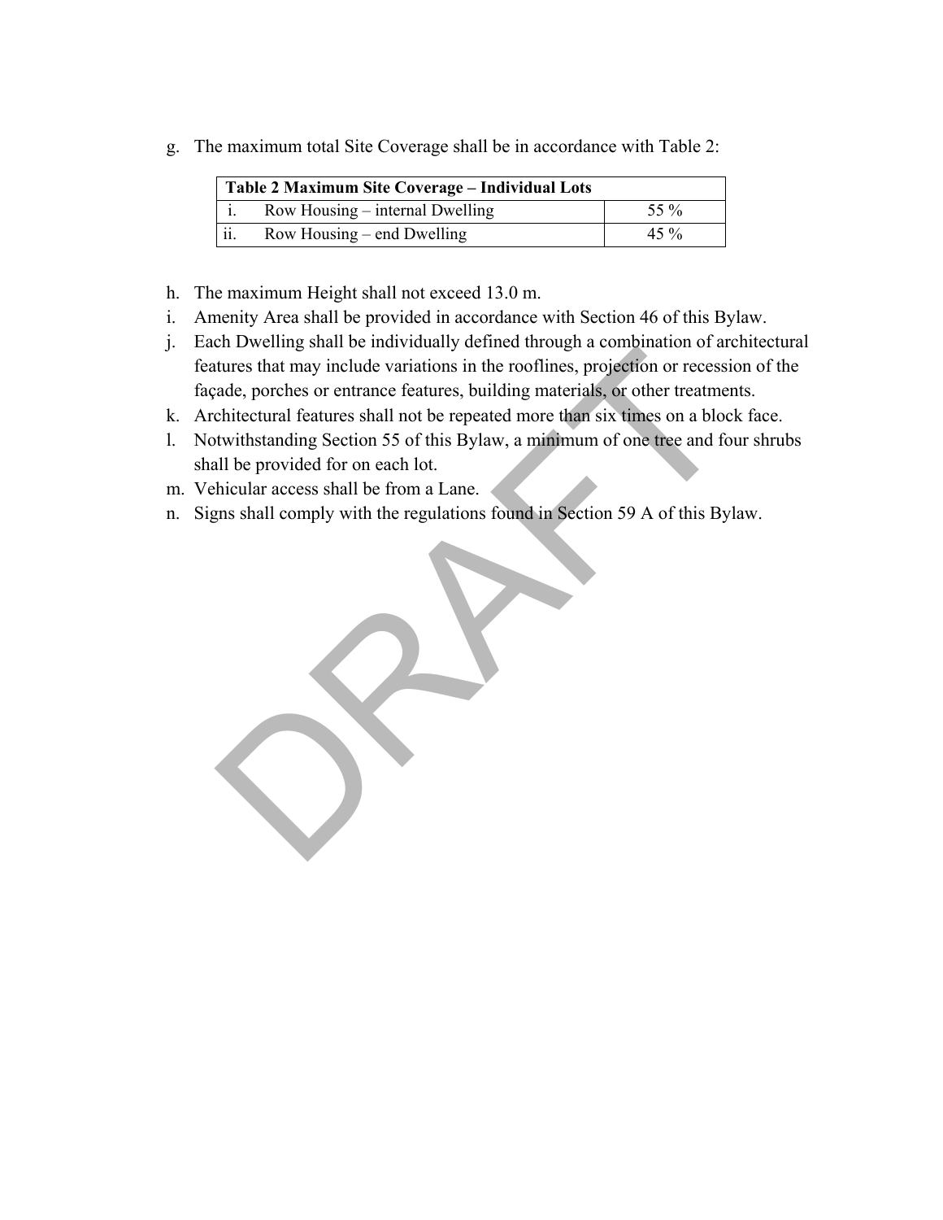g. The maximum total Site Coverage shall be in accordance with Table 2:

| Table 2 Maximum Site Coverage – Individual Lots | | |
| --- | --- | --- |
| i. | Row Housing – internal Dwelling | 55 % |
| ii. | Row Housing – end Dwelling | 45 % |

h. The maximum Height shall not exceed 13.0 m.
i. Amenity Area shall be provided in accordance with Section 46 of this Bylaw.
j. Each Dwelling shall be individually defined through a combination of architectural features that may include variations in the rooflines, projection or recession of the façade, porches or entrance features, building materials, or other treatments.
k. Architectural features shall not be repeated more than six times on a block face.
l. Notwithstanding Section 55 of this Bylaw, a minimum of one tree and four shrubs shall be provided for on each lot.
m. Vehicular access shall be from a Lane.
n. Signs shall comply with the regulations found in Section 59 A of this Bylaw.